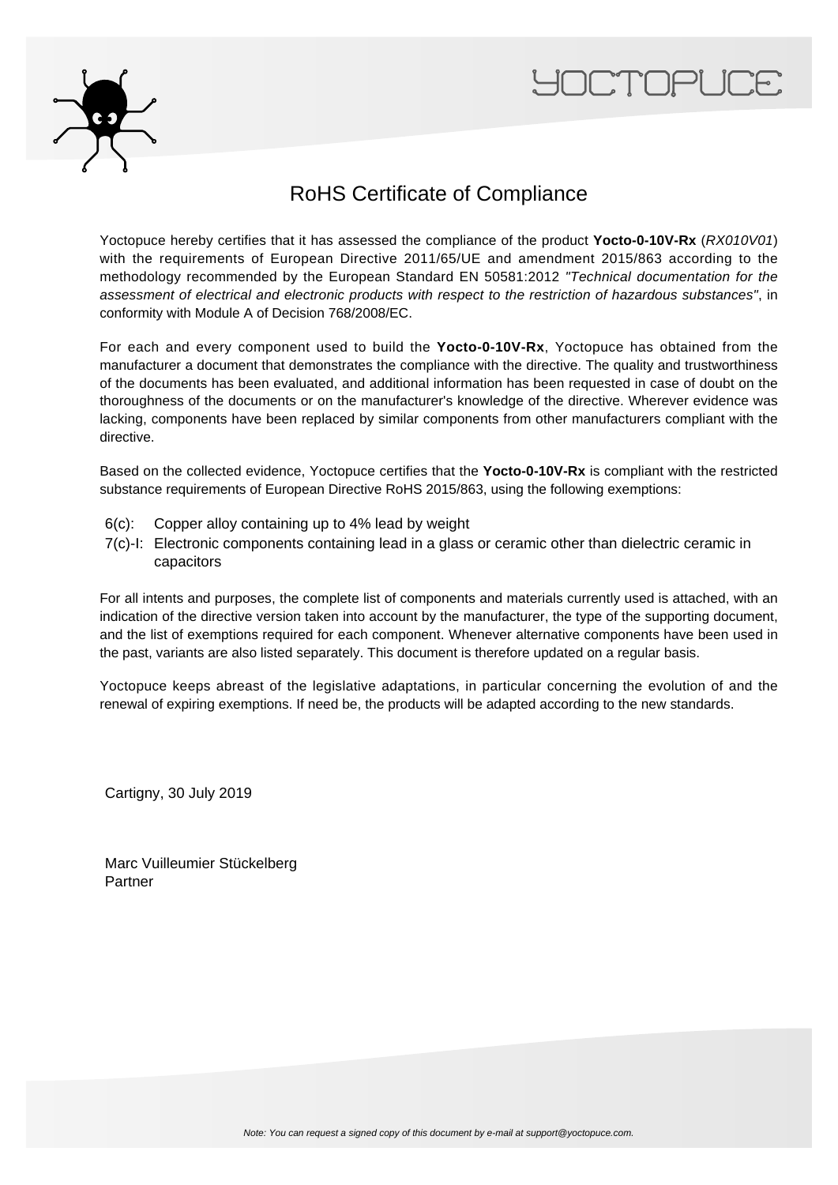# RoHS Certificate of Compliance

Yoctopuce hereby certifies that it has assessed the compliance of the product **Yocto-0-10V-Rx** (*RX010V01*) with the requirements of European Directive 2011/65/UE and amendment 2015/863 according to the methodology recommended by the European Standard EN 50581:2012 *"Technical documentation for the assessment of electrical and electronic products with respect to the restriction of hazardous substances"*, in conformity with Module A of Decision 768/2008/EC.

For each and every component used to build the **Yocto-0-10V-Rx**, Yoctopuce has obtained from the manufacturer a document that demonstrates the compliance with the directive. The quality and trustworthiness of the documents has been evaluated, and additional information has been requested in case of doubt on the thoroughness of the documents or on the manufacturer's knowledge of the directive. Wherever evidence was lacking, components have been replaced by similar components from other manufacturers compliant with the directive.

Based on the collected evidence, Yoctopuce certifies that the **Yocto-0-10V-Rx** is compliant with the restricted substance requirements of European Directive RoHS 2015/863, using the following exemptions:

- 6(c): Copper alloy containing up to 4% lead by weight
- 7(c)-I: Electronic components containing lead in a glass or ceramic other than dielectric ceramic in capacitors

For all intents and purposes, the complete list of components and materials currently used is attached, with an indication of the directive version taken into account by the manufacturer, the type of the supporting document, and the list of exemptions required for each component. Whenever alternative components have been used in the past, variants are also listed separately. This document is therefore updated on a regular basis.

Yoctopuce keeps abreast of the legislative adaptations, in particular concerning the evolution of and the renewal of expiring exemptions. If need be, the products will be adapted according to the new standards.

Cartigny, 30 July 2019

Marc Vuilleumier Stückelberg
Partner

*Note: You can request a signed copy of this document by e-mail at support@yoctopuce.com.*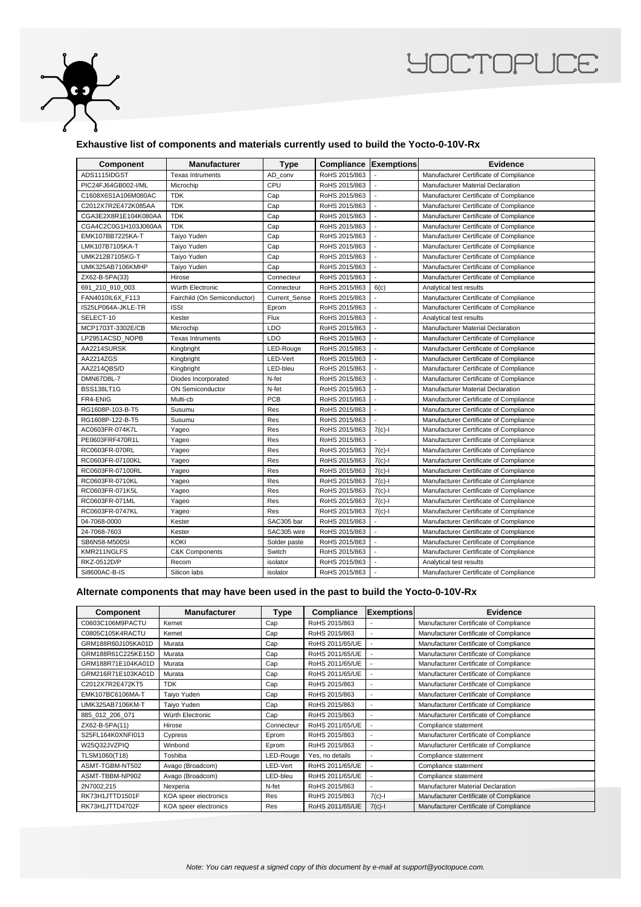## Exhaustive list of components and materials currently used to build the Yocto-0-10V-Rx

| Component | Manufacturer | Type | Compliance | Exemptions | Evidence |
|---|---|---|---|---|---|
| ADS1115IDGST | Texas Intruments | AD_conv | RoHS 2015/863 | - | Manufacturer Certificate of Compliance |
| PIC24FJ64GB002-I/ML | Microchip | CPU | RoHS 2015/863 | - | Manufacturer Material Declaration |
| C1608X6S1A106M080AC | TDK | Cap | RoHS 2015/863 | - | Manufacturer Certificate of Compliance |
| C2012X7R2E472K085AA | TDK | Cap | RoHS 2015/863 | - | Manufacturer Certificate of Compliance |
| CGA3E2X8R1E104K080AA | TDK | Cap | RoHS 2015/863 | - | Manufacturer Certificate of Compliance |
| CGA4C2C0G1H103J060AA | TDK | Cap | RoHS 2015/863 | - | Manufacturer Certificate of Compliance |
| EMK107BB7225KA-T | Taiyo Yuden | Cap | RoHS 2015/863 | - | Manufacturer Certificate of Compliance |
| LMK107B7105KA-T | Taiyo Yuden | Cap | RoHS 2015/863 | - | Manufacturer Certificate of Compliance |
| UMK212B7105KG-T | Taiyo Yuden | Cap | RoHS 2015/863 | - | Manufacturer Certificate of Compliance |
| UMK325AB7106KMHP | Taiyo Yuden | Cap | RoHS 2015/863 | - | Manufacturer Certificate of Compliance |
| ZX62-B-5PA(33) | Hirose | Connecteur | RoHS 2015/863 | - | Manufacturer Certificate of Compliance |
| 691_210_910_003 | Würth Electronic | Connecteur | RoHS 2015/863 | 6(c) | Analytical test results |
| FAN4010IL6X_F113 | Fairchild (On Semiconductor) | Current_Sense | RoHS 2015/863 | - | Manufacturer Certificate of Compliance |
| IS25LP064A-JKLE-TR | ISSI | Eprom | RoHS 2015/863 | - | Manufacturer Certificate of Compliance |
| SELECT-10 | Kester | Flux | RoHS 2015/863 | - | Analytical test results |
| MCP1703T-3302E/CB | Microchip | LDO | RoHS 2015/863 | - | Manufacturer Material Declaration |
| LP2951ACSD_NOPB | Texas Intruments | LDO | RoHS 2015/863 | - | Manufacturer Certificate of Compliance |
| AA2214SURSK | Kingbright | LED-Rouge | RoHS 2015/863 | - | Manufacturer Certificate of Compliance |
| AA2214ZGS | Kingbright | LED-Vert | RoHS 2015/863 | - | Manufacturer Certificate of Compliance |
| AA2214QBS/D | Kingbright | LED-bleu | RoHS 2015/863 | - | Manufacturer Certificate of Compliance |
| DMN67D8L-7 | Diodes Incorporated | N-fet | RoHS 2015/863 | - | Manufacturer Certificate of Compliance |
| BSS138LT1G | ON Semiconductor | N-fet | RoHS 2015/863 | - | Manufacturer Material Declaration |
| FR4-ENIG | Multi-cb | PCB | RoHS 2015/863 | - | Manufacturer Certificate of Compliance |
| RG1608P-103-B-T5 | Susumu | Res | RoHS 2015/863 | - | Manufacturer Certificate of Compliance |
| RG1608P-122-B-T5 | Susumu | Res | RoHS 2015/863 | - | Manufacturer Certificate of Compliance |
| AC0603FR-074K7L | Yageo | Res | RoHS 2015/863 | 7(c)-I | Manufacturer Certificate of Compliance |
| PE0603FRF470R1L | Yageo | Res | RoHS 2015/863 | - | Manufacturer Certificate of Compliance |
| RC0603FR-070RL | Yageo | Res | RoHS 2015/863 | 7(c)-I | Manufacturer Certificate of Compliance |
| RC0603FR-07100KL | Yageo | Res | RoHS 2015/863 | 7(c)-I | Manufacturer Certificate of Compliance |
| RC0603FR-07100RL | Yageo | Res | RoHS 2015/863 | 7(c)-I | Manufacturer Certificate of Compliance |
| RC0603FR-0710KL | Yageo | Res | RoHS 2015/863 | 7(c)-I | Manufacturer Certificate of Compliance |
| RC0603FR-071K5L | Yageo | Res | RoHS 2015/863 | 7(c)-I | Manufacturer Certificate of Compliance |
| RC0603FR-071ML | Yageo | Res | RoHS 2015/863 | 7(c)-I | Manufacturer Certificate of Compliance |
| RC0603FR-0747KL | Yageo | Res | RoHS 2015/863 | 7(c)-I | Manufacturer Certificate of Compliance |
| 04-7068-0000 | Kester | SAC305 bar | RoHS 2015/863 | - | Manufacturer Certificate of Compliance |
| 24-7068-7603 | Kester | SAC305 wire | RoHS 2015/863 | - | Manufacturer Certificate of Compliance |
| SB6N58-M500SI | KOKI | Solder paste | RoHS 2015/863 | - | Manufacturer Certificate of Compliance |
| KMR211NGLFS | C&K Components | Switch | RoHS 2015/863 | - | Manufacturer Certificate of Compliance |
| RKZ-0512D/P | Recom | isolator | RoHS 2015/863 | - | Analytical test results |
| Si8600AC-B-IS | Silicon labs | isolator | RoHS 2015/863 | - | Manufacturer Certificate of Compliance |

## Alternate components that may have been used in the past to build the Yocto-0-10V-Rx

| Component | Manufacturer | Type | Compliance | Exemptions | Evidence |
|---|---|---|---|---|---|
| C0603C106M9PACTU | Kemet | Cap | RoHS 2015/863 | - | Manufacturer Certificate of Compliance |
| C0805C105K4RACTU | Kemet | Cap | RoHS 2015/863 | - | Manufacturer Certificate of Compliance |
| GRM188R60J105KA01D | Murata | Cap | RoHS 2011/65/UE | - | Manufacturer Certificate of Compliance |
| GRM188R61C225KE15D | Murata | Cap | RoHS 2011/65/UE | - | Manufacturer Certificate of Compliance |
| GRM188R71E104KA01D | Murata | Cap | RoHS 2011/65/UE | - | Manufacturer Certificate of Compliance |
| GRM216R71E103KA01D | Murata | Cap | RoHS 2011/65/UE | - | Manufacturer Certificate of Compliance |
| C2012X7R2E472KT5 | TDK | Cap | RoHS 2015/863 | - | Manufacturer Certificate of Compliance |
| EMK107BC6106MA-T | Taiyo Yuden | Cap | RoHS 2015/863 | - | Manufacturer Certificate of Compliance |
| UMK325AB7106KM-T | Taiyo Yuden | Cap | RoHS 2015/863 | - | Manufacturer Certificate of Compliance |
| 885_012_206_071 | Würth Electronic | Cap | RoHS 2015/863 | - | Manufacturer Certificate of Compliance |
| ZX62-B-5PA(11) | Hirose | Connecteur | RoHS 2011/65/UE | - | Compliance statement |
| S25FL164K0XNFI013 | Cypress | Eprom | RoHS 2015/863 | - | Manufacturer Certificate of Compliance |
| W25Q32JVZPIQ | Winbond | Eprom | RoHS 2015/863 | - | Manufacturer Certificate of Compliance |
| TLSM1060(T18) | Toshiba | LED-Rouge | Yes, no details | - | Compliance statement |
| ASMT-TGBM-NT502 | Avago (Broadcom) | LED-Vert | RoHS 2011/65/UE | - | Compliance statement |
| ASMT-TBBM-NP902 | Avago (Broadcom) | LED-bleu | RoHS 2011/65/UE | - | Compliance statement |
| 2N7002,215 | Nexperia | N-fet | RoHS 2015/863 | - | Manufacturer Material Declaration |
| RK73H1JTTD1501F | KOA speer electronics | Res | RoHS 2015/863 | 7(c)-I | Manufacturer Certificate of Compliance |
| RK73H1JTTD4702F | KOA speer electronics | Res | RoHS 2011/65/UE | 7(c)-I | Manufacturer Certificate of Compliance |

*Note: You can request a signed copy of this document by e-mail at support@yoctopuce.com.*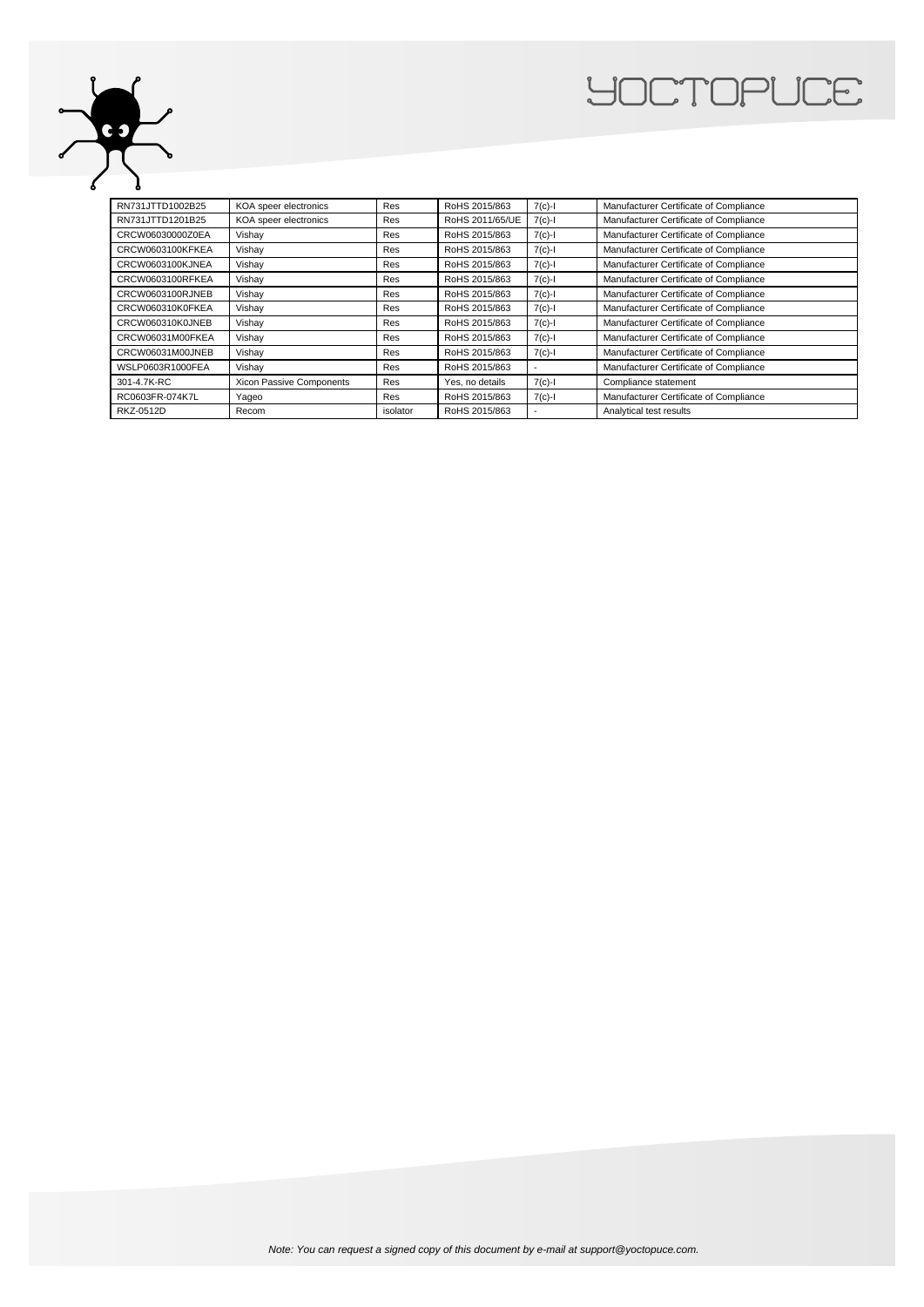| | | | | | |
|---|---|---|---|---|---|
| RN731JTTD1002B25 | KOA speer electronics | Res | RoHS 2015/863 | 7(c)-I | Manufacturer Certificate of Compliance |
| RN731JTTD1201B25 | KOA speer electronics | Res | RoHS 2011/65/UE | 7(c)-I | Manufacturer Certificate of Compliance |
| CRCW06030000Z0EA | Vishay | Res | RoHS 2015/863 | 7(c)-I | Manufacturer Certificate of Compliance |
| CRCW0603100KFKEA | Vishay | Res | RoHS 2015/863 | 7(c)-I | Manufacturer Certificate of Compliance |
| CRCW0603100KJNEA | Vishay | Res | RoHS 2015/863 | 7(c)-I | Manufacturer Certificate of Compliance |
| CRCW0603100RFKEA | Vishay | Res | RoHS 2015/863 | 7(c)-I | Manufacturer Certificate of Compliance |
| CRCW0603100RJNEB | Vishay | Res | RoHS 2015/863 | 7(c)-I | Manufacturer Certificate of Compliance |
| CRCW060310K0FKEA | Vishay | Res | RoHS 2015/863 | 7(c)-I | Manufacturer Certificate of Compliance |
| CRCW060310K0JNEB | Vishay | Res | RoHS 2015/863 | 7(c)-I | Manufacturer Certificate of Compliance |
| CRCW06031M00FKEA | Vishay | Res | RoHS 2015/863 | 7(c)-I | Manufacturer Certificate of Compliance |
| CRCW06031M00JNEB | Vishay | Res | RoHS 2015/863 | 7(c)-I | Manufacturer Certificate of Compliance |
| WSLP0603R1000FEA | Vishay | Res | RoHS 2015/863 | - | Manufacturer Certificate of Compliance |
| 301-4.7K-RC | Xicon Passive Components | Res | Yes, no details | 7(c)-I | Compliance statement |
| RC0603FR-074K7L | Yageo | Res | RoHS 2015/863 | 7(c)-I | Manufacturer Certificate of Compliance |
| RKZ-0512D | Recom | isolator | RoHS 2015/863 | - | Analytical test results |

*Note: You can request a signed copy of this document by e-mail at support@yoctopuce.com.*